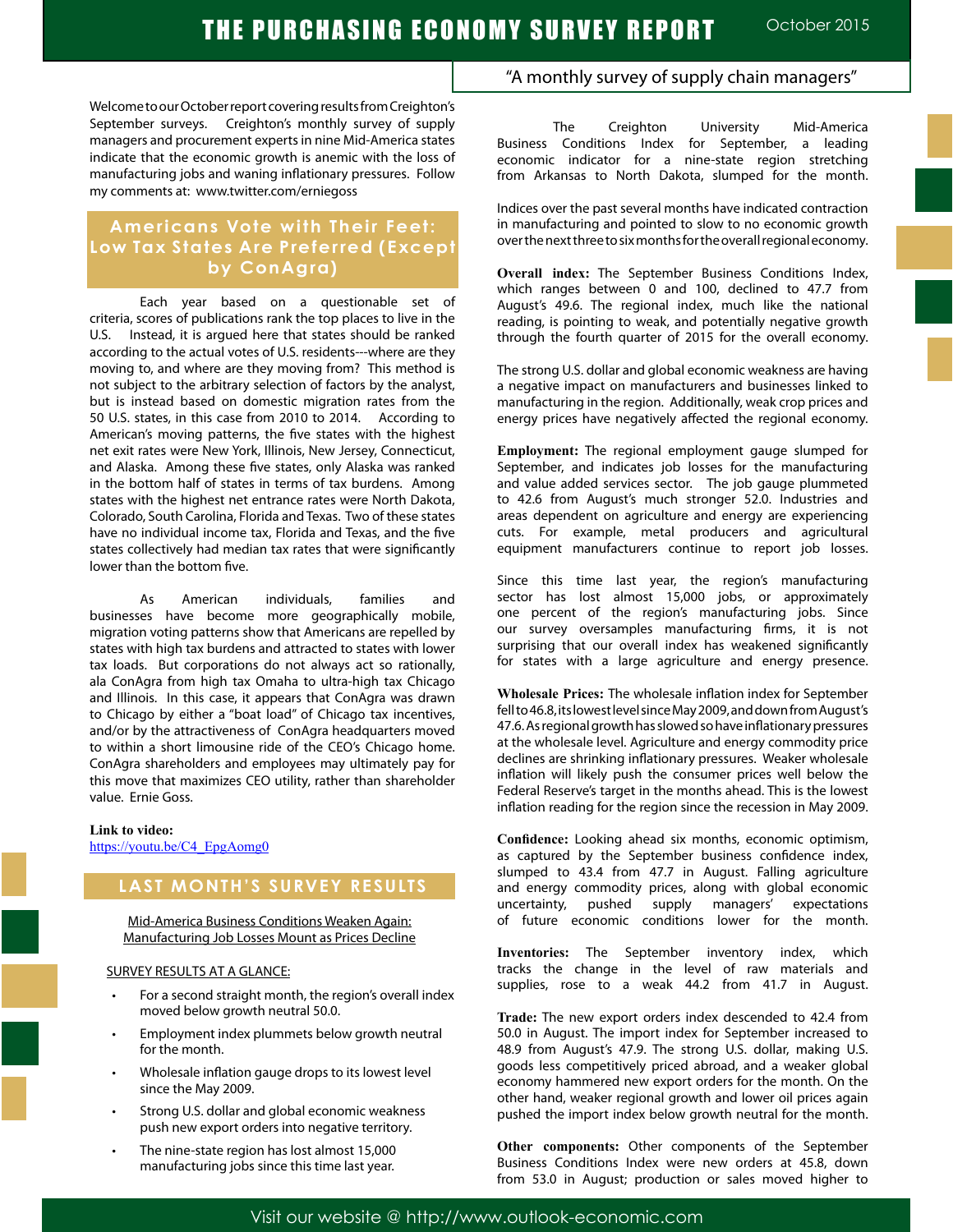# THE PURCHASING ECONOMY SURVEY REPORT

October 2015

"A monthly survey of supply chain managers"

Welcome to our October report covering results from Creighton's September surveys. Creighton's monthly survey of supply managers and procurement experts in nine Mid-America states indicate that the economic growth is anemic with the loss of manufacturing jobs and waning inflationary pressures. Follow my comments at: www.twitter.com/erniegoss

## Americans Vote with Their Feet: Low Tax States Are Preferred (Except by ConAgra)

Each year based on a questionable set of criteria, scores of publications rank the top places to live in the U.S. Instead, it is argued here that states should be ranked according to the actual votes of U.S. residents---where are they moving to, and where are they moving from? This method is not subject to the arbitrary selection of factors by the analyst, but is instead based on domestic migration rates from the 50 U.S. states, in this case from 2010 to 2014. According to American's moving patterns, the five states with the highest net exit rates were New York, Illinois, New Jersey, Connecticut, and Alaska. Among these five states, only Alaska was ranked in the bottom half of states in terms of tax burdens. Among states with the highest net entrance rates were North Dakota, Colorado, South Carolina, Florida and Texas. Two of these states have no individual income tax, Florida and Texas, and the five states collectively had median tax rates that were significantly lower than the bottom five.

As American individuals, families and businesses have become more geographically mobile, migration voting patterns show that Americans are repelled by states with high tax burdens and attracted to states with lower tax loads. But corporations do not always act so rationally, ala ConAgra from high tax Omaha to ultra-high tax Chicago and Illinois. In this case, it appears that ConAgra was drawn to Chicago by either a "boat load" of Chicago tax incentives, and/or by the attractiveness of ConAgra headquarters moved to within a short limousine ride of the CEO's Chicago home. ConAgra shareholders and employees may ultimately pay for this move that maximizes CEO utility, rather than shareholder value. Ernie Goss.

**Link to video:**
https://youtu.be/C4_EpgAomg0

## LAST MONTH'S SURVEY RESULTS

Mid-America Business Conditions Weaken Again:
Manufacturing Job Losses Mount as Prices Decline

SURVEY RESULTS AT A GLANCE:

- For a second straight month, the region's overall index moved below growth neutral 50.0.
- Employment index plummets below growth neutral for the month.
- Wholesale inflation gauge drops to its lowest level since the May 2009.
- Strong U.S. dollar and global economic weakness push new export orders into negative territory.
- The nine-state region has lost almost 15,000 manufacturing jobs since this time last year.

The Creighton University Mid-America Business Conditions Index for September, a leading economic indicator for a nine-state region stretching from Arkansas to North Dakota, slumped for the month.

Indices over the past several months have indicated contraction in manufacturing and pointed to slow to no economic growth over the next three to six months for the overall regional economy.

**Overall index:** The September Business Conditions Index, which ranges between 0 and 100, declined to 47.7 from August's 49.6. The regional index, much like the national reading, is pointing to weak, and potentially negative growth through the fourth quarter of 2015 for the overall economy.

The strong U.S. dollar and global economic weakness are having a negative impact on manufacturers and businesses linked to manufacturing in the region. Additionally, weak crop prices and energy prices have negatively affected the regional economy.

**Employment:** The regional employment gauge slumped for September, and indicates job losses for the manufacturing and value added services sector. The job gauge plummeted to 42.6 from August's much stronger 52.0. Industries and areas dependent on agriculture and energy are experiencing cuts. For example, metal producers and agricultural equipment manufacturers continue to report job losses.

Since this time last year, the region's manufacturing sector has lost almost 15,000 jobs, or approximately one percent of the region's manufacturing jobs. Since our survey oversamples manufacturing firms, it is not surprising that our overall index has weakened significantly for states with a large agriculture and energy presence.

**Wholesale Prices:** The wholesale inflation index for September fell to 46.8, its lowest level since May 2009, and down from August's 47.6. As regional growth has slowed so have inflationary pressures at the wholesale level. Agriculture and energy commodity price declines are shrinking inflationary pressures. Weaker wholesale inflation will likely push the consumer prices well below the Federal Reserve's target in the months ahead. This is the lowest inflation reading for the region since the recession in May 2009.

**Confidence:** Looking ahead six months, economic optimism, as captured by the September business confidence index, slumped to 43.4 from 47.7 in August. Falling agriculture and energy commodity prices, along with global economic uncertainty, pushed supply managers' expectations of future economic conditions lower for the month.

**Inventories:** The September inventory index, which tracks the change in the level of raw materials and supplies, rose to a weak 44.2 from 41.7 in August.

**Trade:** The new export orders index descended to 42.4 from 50.0 in August. The import index for September increased to 48.9 from August's 47.9. The strong U.S. dollar, making U.S. goods less competitively priced abroad, and a weaker global economy hammered new export orders for the month. On the other hand, weaker regional growth and lower oil prices again pushed the import index below growth neutral for the month.

**Other components:** Other components of the September Business Conditions Index were new orders at 45.8, down from 53.0 in August; production or sales moved higher to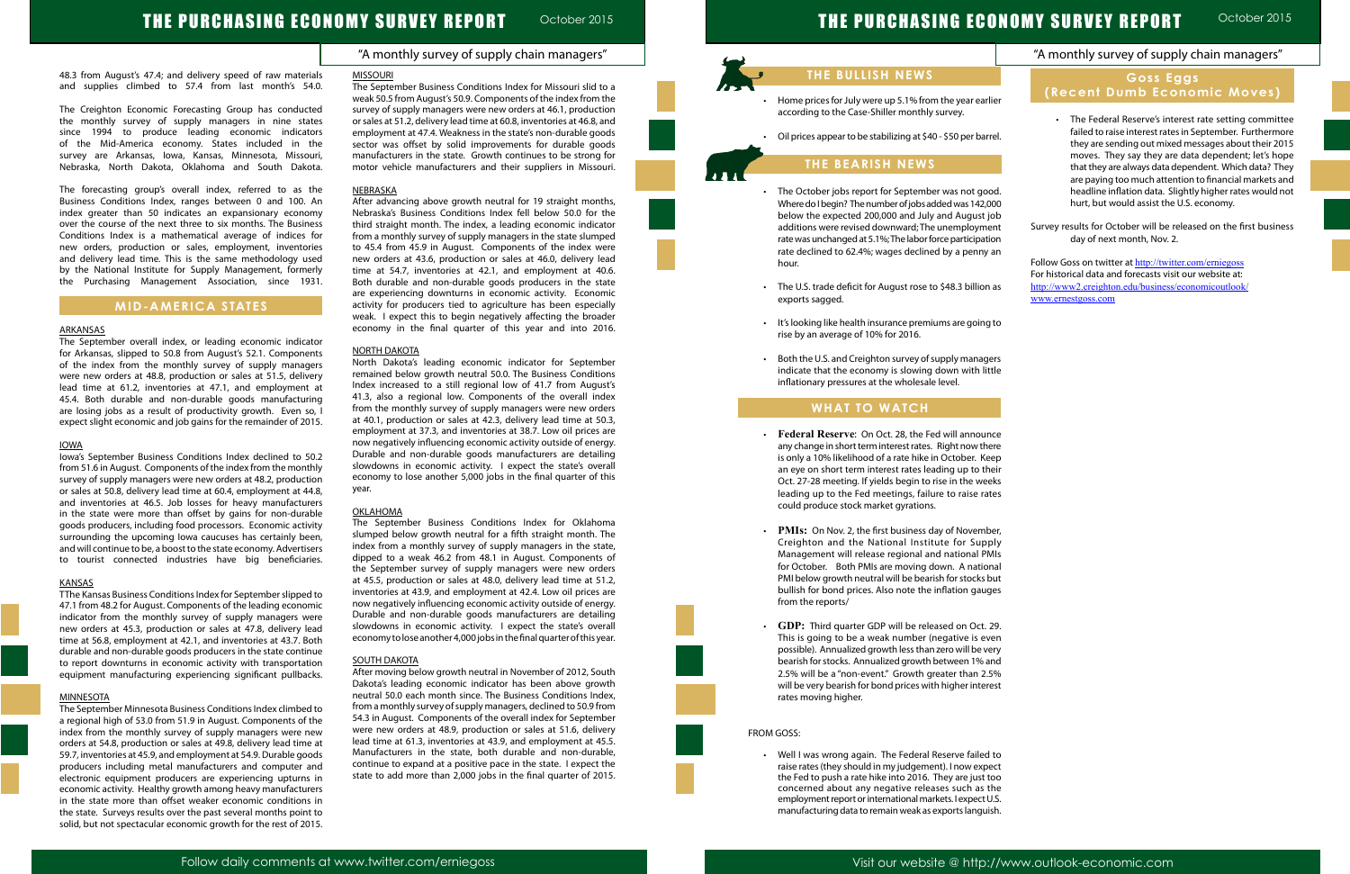48.3 from August's 47.4; and delivery speed of raw materials and supplies climbed to 57.4 from last month's 54.0.

The Creighton Economic Forecasting Group has conducted the monthly survey of supply managers in nine states since 1994 to produce leading economic indicators of the Mid-America economy. States included in the survey are Arkansas, Iowa, Kansas, Minnesota, Missouri, Nebraska, North Dakota, Oklahoma and South Dakota.

The forecasting group's overall index, referred to as the Business Conditions Index, ranges between 0 and 100. An index greater than 50 indicates an expansionary economy over the course of the next three to six months. The Business Conditions Index is a mathematical average of indices for new orders, production or sales, employment, inventories and delivery lead time. This is the same methodology used by the National Institute for Supply Management, formerly the Purchasing Management Association, since 1931.

## MID-AMERICA STATES

### ARKANSAS

The September overall index, or leading economic indicator for Arkansas, slipped to 50.8 from August's 52.1. Components of the index from the monthly survey of supply managers were new orders at 48.8, production or sales at 51.5, delivery lead time at 61.2, inventories at 47.1, and employment at 45.4. Both durable and non-durable goods manufacturing are losing jobs as a result of productivity growth. Even so, I expect slight economic and job gains for the remainder of 2015.

### IOWA

Iowa's September Business Conditions Index declined to 50.2 from 51.6 in August. Components of the index from the monthly survey of supply managers were new orders at 48.2, production or sales at 50.8, delivery lead time at 60.4, employment at 44.8, and inventories at 46.5. Job losses for heavy manufacturers in the state were more than offset by gains for non-durable goods producers, including food processors. Economic activity surrounding the upcoming Iowa caucuses has certainly been, and will continue to be, a boost to the state economy. Advertisers to tourist connected industries have big beneficiaries.

### KANSAS

TThe Kansas Business Conditions Index for September slipped to 47.1 from 48.2 for August. Components of the leading economic indicator from the monthly survey of supply managers were new orders at 45.3, production or sales at 47.8, delivery lead time at 56.8, employment at 42.1, and inventories at 43.7. Both durable and non-durable goods producers in the state continue to report downturns in economic activity with transportation equipment manufacturing experiencing significant pullbacks.

### MINNESOTA

The September Minnesota Business Conditions Index climbed to a regional high of 53.0 from 51.9 in August. Components of the index from the monthly survey of supply managers were new orders at 54.8, production or sales at 49.8, delivery lead time at 59.7, inventories at 45.9, and employment at 54.9. Durable goods producers including metal manufacturers and computer and electronic equipment producers are experiencing upturns in economic activity. Healthy growth among heavy manufacturers in the state more than offset weaker economic conditions in the state. Surveys results over the past several months point to solid, but not spectacular economic growth for the rest of 2015.

### MISSOURI

The September Business Conditions Index for Missouri slid to a weak 50.5 from August's 50.9. Components of the index from the survey of supply managers were new orders at 46.1, production or sales at 51.2, delivery lead time at 60.8, inventories at 46.8, and employment at 47.4. Weakness in the state's non-durable goods sector was offset by solid improvements for durable goods manufacturers in the state. Growth continues to be strong for motor vehicle manufacturers and their suppliers in Missouri.

### NEBRASKA

After advancing above growth neutral for 19 straight months, Nebraska's Business Conditions Index fell below 50.0 for the third straight month. The index, a leading economic indicator from a monthly survey of supply managers in the state slumped to 45.4 from 45.9 in August. Components of the index were new orders at 43.6, production or sales at 46.0, delivery lead time at 54.7, inventories at 42.1, and employment at 40.6. Both durable and non-durable goods producers in the state are experiencing downturns in economic activity. Economic activity for producers tied to agriculture has been especially weak. I expect this to begin negatively affecting the broader economy in the final quarter of this year and into 2016.

### NORTH DAKOTA

North Dakota's leading economic indicator for September remained below growth neutral 50.0. The Business Conditions Index increased to a still regional low of 41.7 from August's 41.3, also a regional low. Components of the overall index from the monthly survey of supply managers were new orders at 40.1, production or sales at 42.3, delivery lead time at 50.3, employment at 37.3, and inventories at 38.7. Low oil prices are now negatively influencing economic activity outside of energy. Durable and non-durable goods manufacturers are detailing slowdowns in economic activity. I expect the state's overall economy to lose another 5,000 jobs in the final quarter of this year.

### OKLAHOMA

The September Business Conditions Index for Oklahoma slumped below growth neutral for a fifth straight month. The index from a monthly survey of supply managers in the state, dipped to a weak 46.2 from 48.1 in August. Components of the September survey of supply managers were new orders at 45.5, production or sales at 48.0, delivery lead time at 51.2, inventories at 43.9, and employment at 42.4. Low oil prices are now negatively influencing economic activity outside of energy. Durable and non-durable goods manufacturers are detailing slowdowns in economic activity. I expect the state's overall economy to lose another 4,000 jobs in the final quarter of this year.

### SOUTH DAKOTA

After moving below growth neutral in November of 2012, South Dakota's leading economic indicator has been above growth neutral 50.0 each month since. The Business Conditions Index, from a monthly survey of supply managers, declined to 50.9 from 54.3 in August. Components of the overall index for September were new orders at 48.9, production or sales at 51.6, delivery lead time at 61.3, inventories at 43.9, and employment at 45.5. Manufacturers in the state, both durable and non-durable, continue to expand at a positive pace in the state. I expect the state to add more than 2,000 jobs in the final quarter of 2015.

## THE BULLISH NEWS

- Home prices for July were up 5.1% from the year earlier according to the Case-Shiller monthly survey.
- Oil prices appear to be stabilizing at $40 - $50 per barrel.

## THE BEARISH NEWS

- The October jobs report for September was not good. Where do I begin? The number of jobs added was 142,000 below the expected 200,000 and July and August job additions were revised downward; The unemployment rate was unchanged at 5.1%; The labor force participation rate declined to 62.4%; wages declined by a penny an hour.
- The U.S. trade deficit for August rose to $48.3 billion as exports sagged.
- It's looking like health insurance premiums are going to rise by an average of 10% for 2016.
- Both the U.S. and Creighton survey of supply managers indicate that the economy is slowing down with little inflationary pressures at the wholesale level.

## WHAT TO WATCH

- **Federal Reserve**: On Oct. 28, the Fed will announce any change in short term interest rates. Right now there is only a 10% likelihood of a rate hike in October. Keep an eye on short term interest rates leading up to their Oct. 27-28 meeting. If yields begin to rise in the weeks leading up to the Fed meetings, failure to raise rates could produce stock market gyrations.
- **PMIs:** On Nov. 2, the first business day of November, Creighton and the National Institute for Supply Management will release regional and national PMIs for October. Both PMIs are moving down. A national PMI below growth neutral will be bearish for stocks but bullish for bond prices. Also note the inflation gauges from the reports/
- **GDP:** Third quarter GDP will be released on Oct. 29. This is going to be a weak number (negative is even possible). Annualized growth less than zero will be very bearish for stocks. Annualized growth between 1% and 2.5% will be a "non-event." Growth greater than 2.5% will be very bearish for bond prices with higher interest rates moving higher.

FROM GOSS:

- Well I was wrong again. The Federal Reserve failed to raise rates (they should in my judgement). I now expect the Fed to push a rate hike into 2016. They are just too concerned about any negative releases such as the employment report or international markets. I expect U.S. manufacturing data to remain weak as exports languish.

## Goss Eggs (Recent Dumb Economic Moves)

- The Federal Reserve's interest rate setting committee failed to raise interest rates in September. Furthermore they are sending out mixed messages about their 2015 moves. They say they are data dependent; let's hope that they are always data dependent. Which data? They are paying too much attention to financial markets and headline inflation data. Slightly higher rates would not hurt, but would assist the U.S. economy.

Survey results for October will be released on the first business day of next month, Nov. 2.

Follow Goss on twitter at http://twitter.com/erniegoss
For historical data and forecasts visit our website at:
http://www2.creighton.edu/business/economicoutlook/
www.ernestgoss.com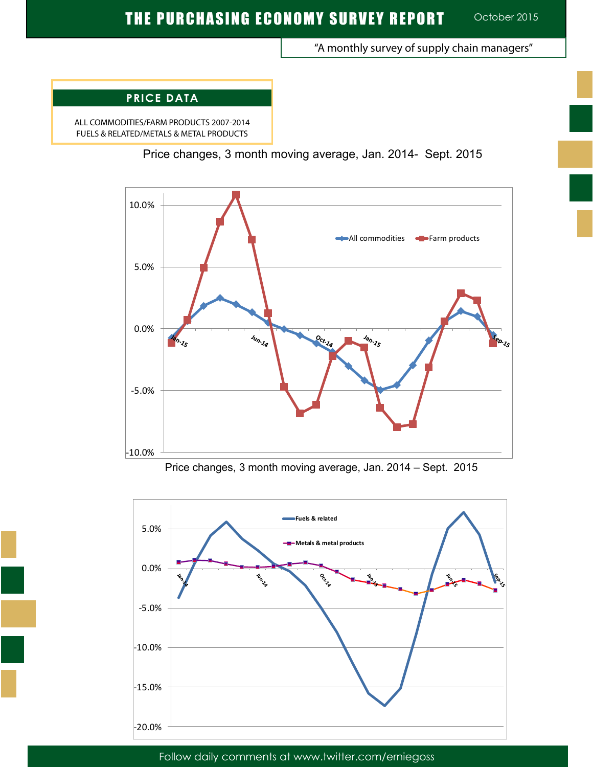# THE PURCHASING ECONOMY SURVEY REPORT

October 2015

"A monthly survey of supply chain managers"

## PRICE DATA

ALL COMMODITIES/FARM PRODUCTS 2007-2014
FUELS & RELATED/METALS & METAL PRODUCTS

Price changes, 3 month moving average, Jan. 2014- Sept. 2015

10.0%
5.0%
0.0%
-5.0%
-10.0%

Jan-15
Jun-14
Oct-14
Jan-15
Sep-15

All commodities
Farm products

Price changes, 3 month moving average, Jan. 2014 – Sept. 2015

5.0%
0.0%
-5.0%
-10.0%
-15.0%
-20.0%

Jan-14
Jun-14
Oct-14
Jan-15
Jun-15
Sep-15

Fuels & related
Metals & metal products

Follow daily comments at www.twitter.com/erniegoss